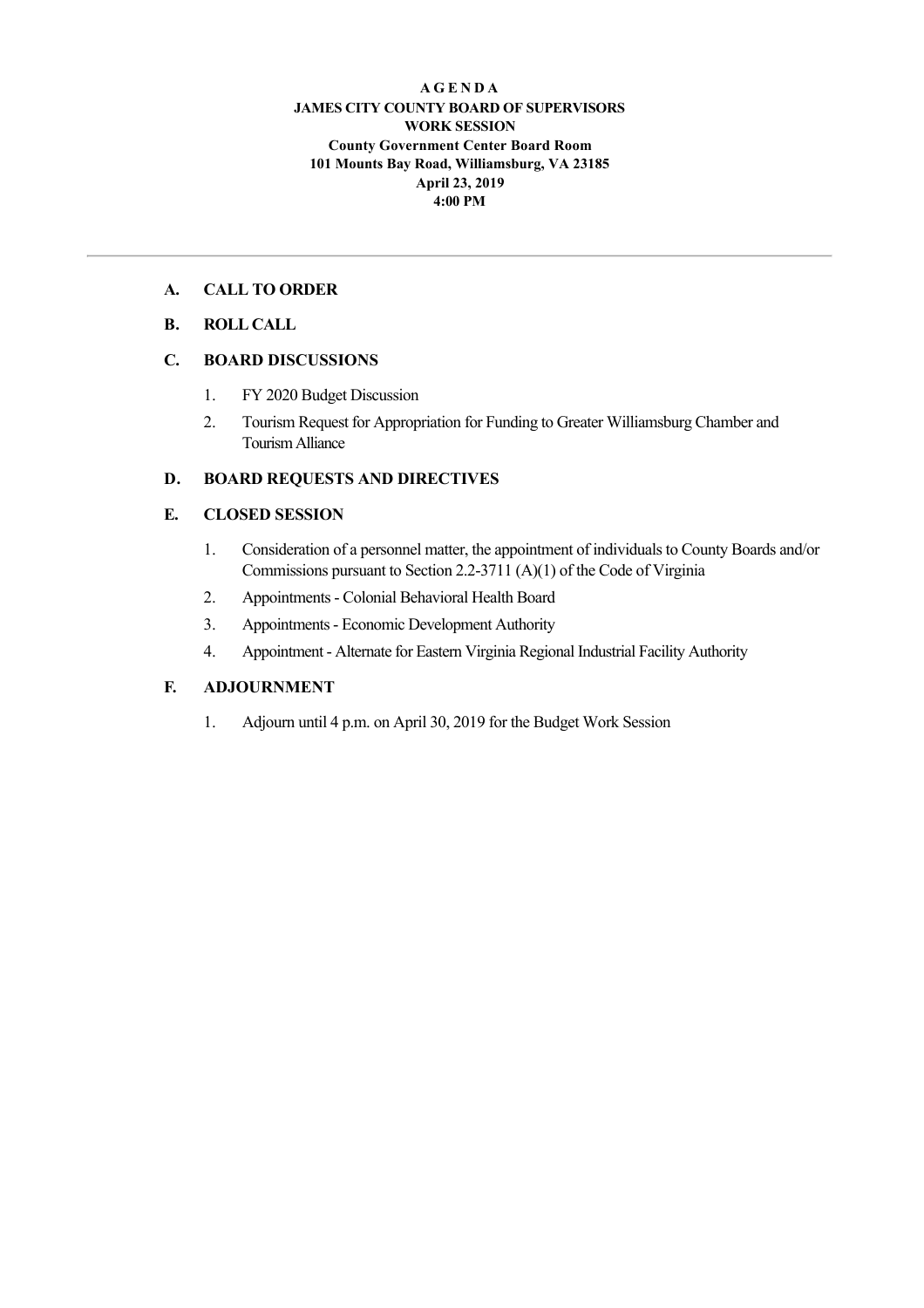**A G E N D A**
**JAMES CITY COUNTY BOARD OF SUPERVISORS**
**WORK SESSION**
**County Government Center Board Room**
**101 Mounts Bay Road, Williamsburg, VA 23185**
**April 23, 2019**
**4:00 PM**

---

## A. CALL TO ORDER

## B. ROLL CALL

## C. BOARD DISCUSSIONS

1. FY 2020 Budget Discussion
2. Tourism Request for Appropriation for Funding to Greater Williamsburg Chamber and Tourism Alliance

## D. BOARD REQUESTS AND DIRECTIVES

## E. CLOSED SESSION

1. Consideration of a personnel matter, the appointment of individuals to County Boards and/or Commissions pursuant to Section 2.2-3711 (A)(1) of the Code of Virginia
2. Appointments - Colonial Behavioral Health Board
3. Appointments - Economic Development Authority
4. Appointment - Alternate for Eastern Virginia Regional Industrial Facility Authority

## F. ADJOURNMENT

1. Adjourn until 4 p.m. on April 30, 2019 for the Budget Work Session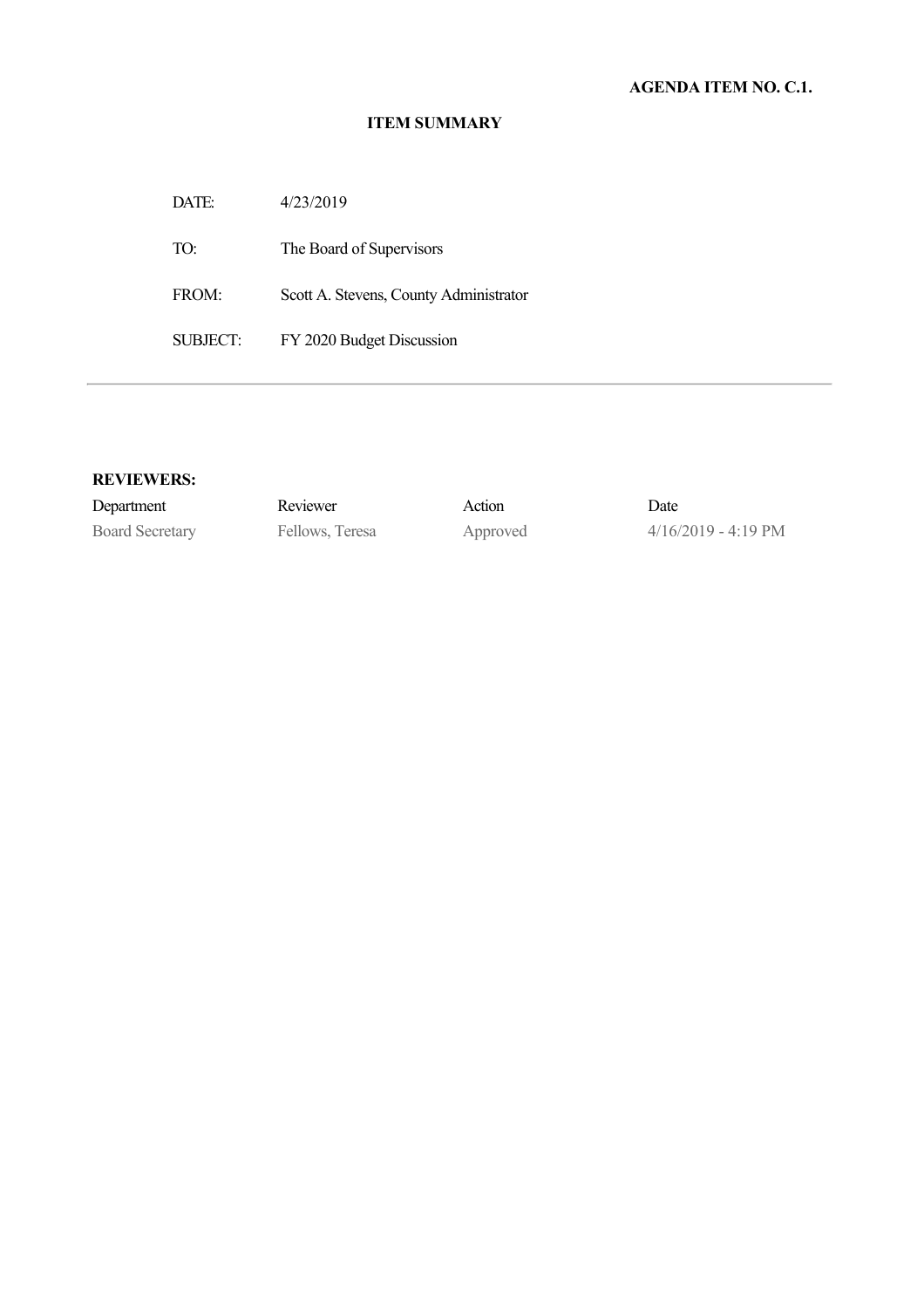**AGENDA ITEM NO. C.1.**

**ITEM SUMMARY**

| | |
|---|---|
| DATE: | 4/23/2019 |
| TO: | The Board of Supervisors |
| FROM: | Scott A. Stevens, County Administrator |
| SUBJECT: | FY 2020 Budget Discussion |

---

**REVIEWERS:**

| Department | Reviewer | Action | Date |
|---|---|---|---|
| Board Secretary | Fellows, Teresa | Approved | 4/16/2019 - 4:19 PM |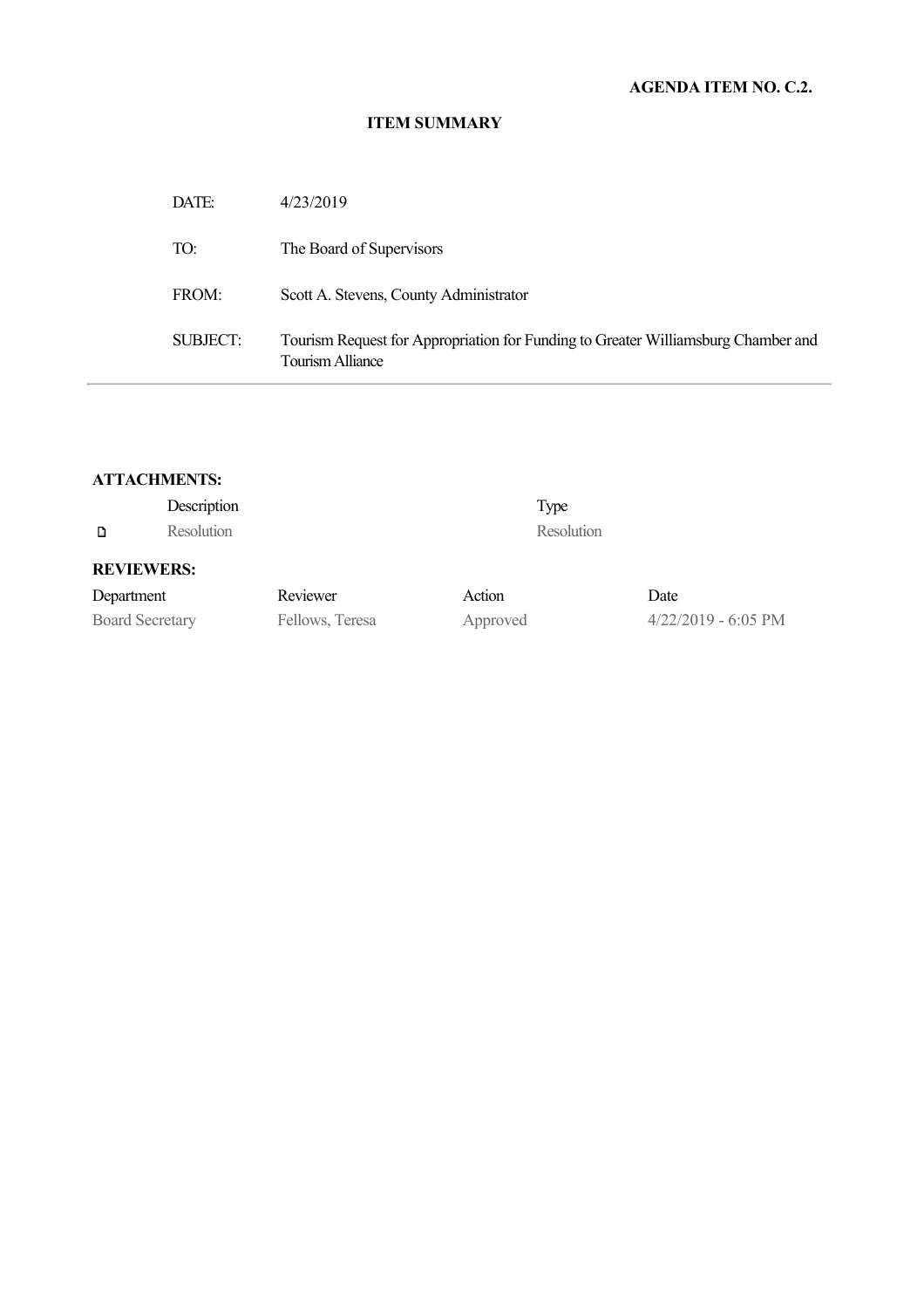**AGENDA ITEM NO. C.2.**

**ITEM SUMMARY**

| | |
|---|---|
| DATE: | 4/23/2019 |
| TO: | The Board of Supervisors |
| FROM: | Scott A. Stevens, County Administrator |
| SUBJECT: | Tourism Request for Appropriation for Funding to Greater Williamsburg Chamber and Tourism Alliance |

**ATTACHMENTS:**

| Description | Type |
|---|---|
| Resolution | Resolution |

**REVIEWERS:**

| Department | Reviewer | Action | Date |
|---|---|---|---|
| Board Secretary | Fellows, Teresa | Approved | 4/22/2019 - 6:05 PM |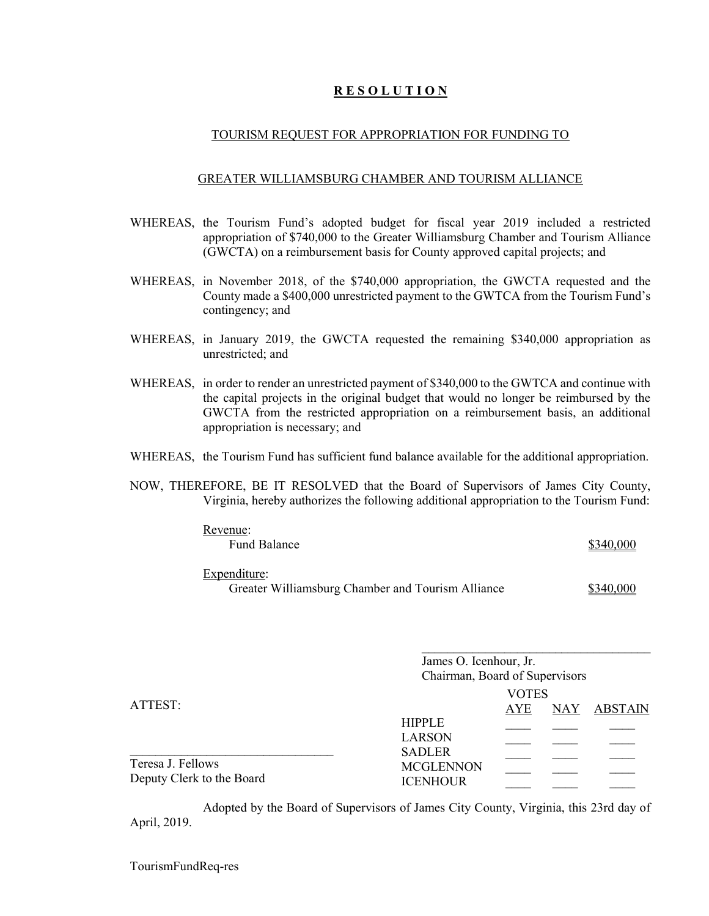# RESOLUTION

## TOURISM REQUEST FOR APPROPRIATION FOR FUNDING TO

## GREATER WILLIAMSBURG CHAMBER AND TOURISM ALLIANCE

WHEREAS, the Tourism Fund's adopted budget for fiscal year 2019 included a restricted appropriation of $740,000 to the Greater Williamsburg Chamber and Tourism Alliance (GWCTA) on a reimbursement basis for County approved capital projects; and

WHEREAS, in November 2018, of the $740,000 appropriation, the GWCTA requested and the County made a $400,000 unrestricted payment to the GWTCA from the Tourism Fund's contingency; and

WHEREAS, in January 2019, the GWCTA requested the remaining $340,000 appropriation as unrestricted; and

WHEREAS, in order to render an unrestricted payment of $340,000 to the GWTCA and continue with the capital projects in the original budget that would no longer be reimbursed by the GWCTA from the restricted appropriation on a reimbursement basis, an additional appropriation is necessary; and

WHEREAS, the Tourism Fund has sufficient fund balance available for the additional appropriation.

NOW, THEREFORE, BE IT RESOLVED that the Board of Supervisors of James City County, Virginia, hereby authorizes the following additional appropriation to the Tourism Fund:

| | |
|---|---|
| Revenue: | |
| Fund Balance | $340,000 |
| Expenditure: | |
| Greater Williamsburg Chamber and Tourism Alliance | $340,000 |

\_\_\_\_\_\_\_\_\_\_\_\_\_\_\_\_\_\_\_\_\_\_\_\_\_\_\_\_\_\_\_\_\_\_\_\_
James O. Icenhour, Jr.
Chairman, Board of Supervisors

ATTEST:

\_\_\_\_\_\_\_\_\_\_\_\_\_\_\_\_\_\_\_\_\_\_\_\_\_\_\_\_\_\_\_\_\_\_
Teresa J. Fellows
Deputy Clerk to the Board

| VOTES | AYE | NAY | ABSTAIN |
|---|---|---|---|
| HIPPLE | \_\_\_\_ | \_\_\_\_ | \_\_\_\_ |
| LARSON | \_\_\_\_ | \_\_\_\_ | \_\_\_\_ |
| SADLER | \_\_\_\_ | \_\_\_\_ | \_\_\_\_ |
| MCGLENNON | \_\_\_\_ | \_\_\_\_ | \_\_\_\_ |
| ICENHOUR | \_\_\_\_ | \_\_\_\_ | \_\_\_\_ |

Adopted by the Board of Supervisors of James City County, Virginia, this 23rd day of April, 2019.

TourismFundReq-res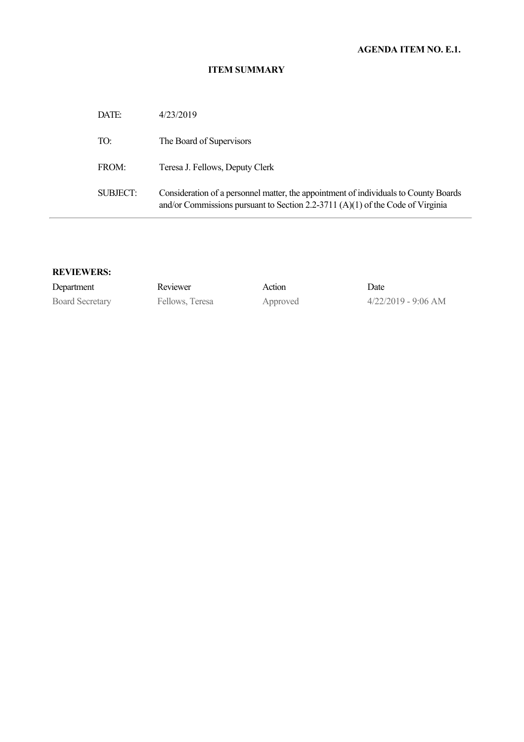**AGENDA ITEM NO. E.1.**

## ITEM SUMMARY

| | |
|---|---|
| DATE: | 4/23/2019 |
| TO: | The Board of Supervisors |
| FROM: | Teresa J. Fellows, Deputy Clerk |
| SUBJECT: | Consideration of a personnel matter, the appointment of individuals to County Boards and/or Commissions pursuant to Section 2.2-3711 (A)(1) of the Code of Virginia |

---

**REVIEWERS:**

| Department | Reviewer | Action | Date |
|---|---|---|---|
| Board Secretary | Fellows, Teresa | Approved | 4/22/2019 - 9:06 AM |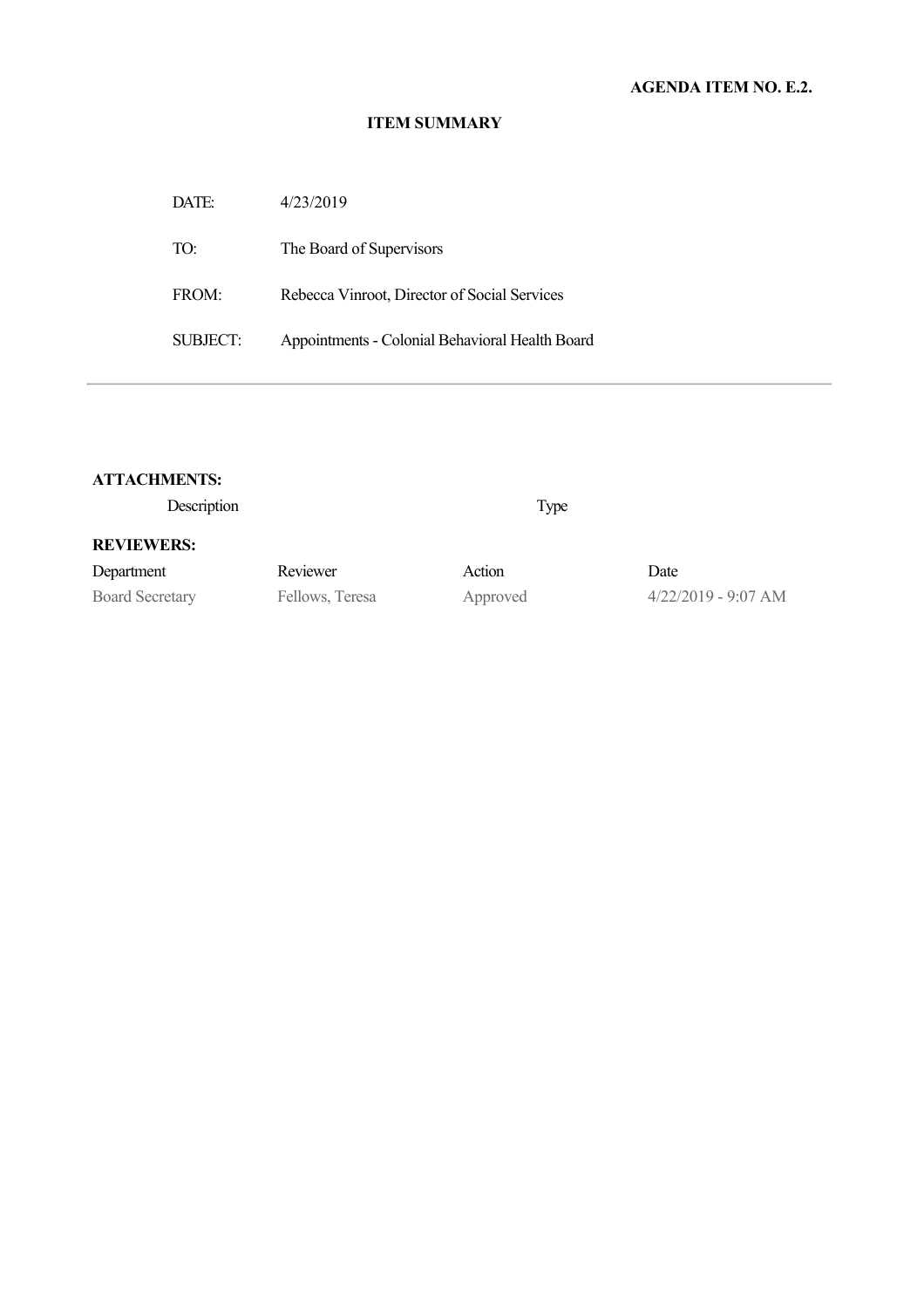**AGENDA ITEM NO. E.2.**

**ITEM SUMMARY**

| | |
|---|---|
| DATE: | 4/23/2019 |
| TO: | The Board of Supervisors |
| FROM: | Rebecca Vinroot, Director of Social Services |
| SUBJECT: | Appointments - Colonial Behavioral Health Board |

---

**ATTACHMENTS:**

| Description | Type |
|---|---|

**REVIEWERS:**

| Department | Reviewer | Action | Date |
|---|---|---|---|
| Board Secretary | Fellows, Teresa | Approved | 4/22/2019 - 9:07 AM |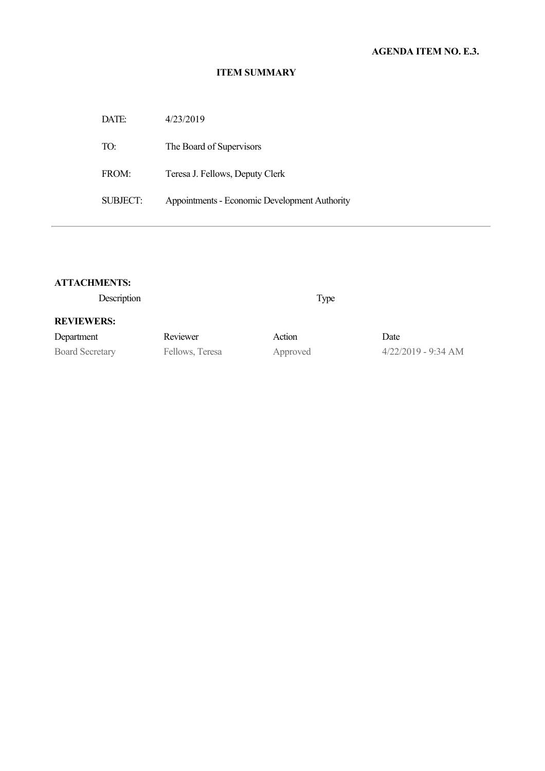**AGENDA ITEM NO. E.3.**

**ITEM SUMMARY**

| | |
|---|---|
| DATE: | 4/23/2019 |
| TO: | The Board of Supervisors |
| FROM: | Teresa J. Fellows, Deputy Clerk |
| SUBJECT: | Appointments - Economic Development Authority |

---

**ATTACHMENTS:**

| Description | Type |
|---|---|

**REVIEWERS:**

| Department | Reviewer | Action | Date |
|---|---|---|---|
| Board Secretary | Fellows, Teresa | Approved | 4/22/2019 - 9:34 AM |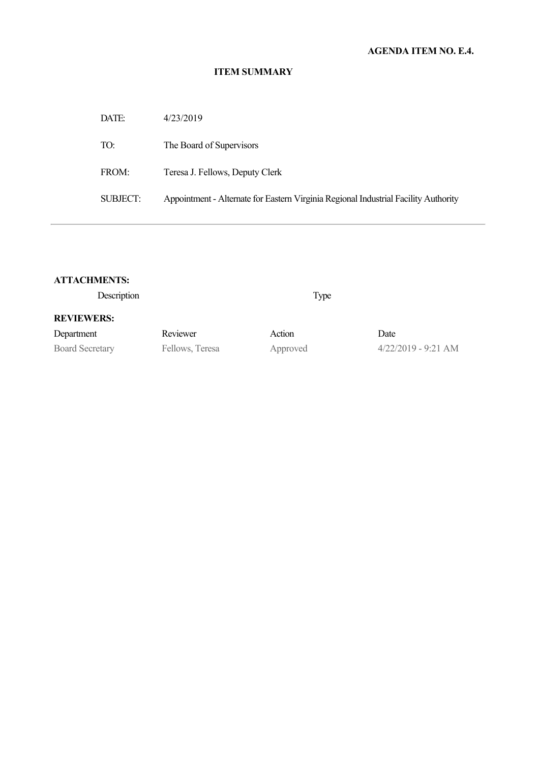**AGENDA ITEM NO. E.4.**

**ITEM SUMMARY**

| | |
|---|---|
| DATE: | 4/23/2019 |
| TO: | The Board of Supervisors |
| FROM: | Teresa J. Fellows, Deputy Clerk |
| SUBJECT: | Appointment - Alternate for Eastern Virginia Regional Industrial Facility Authority |

---

**ATTACHMENTS:**

| Description | Type |
|---|---|

**REVIEWERS:**

| Department | Reviewer | Action | Date |
|---|---|---|---|
| Board Secretary | Fellows, Teresa | Approved | 4/22/2019 - 9:21 AM |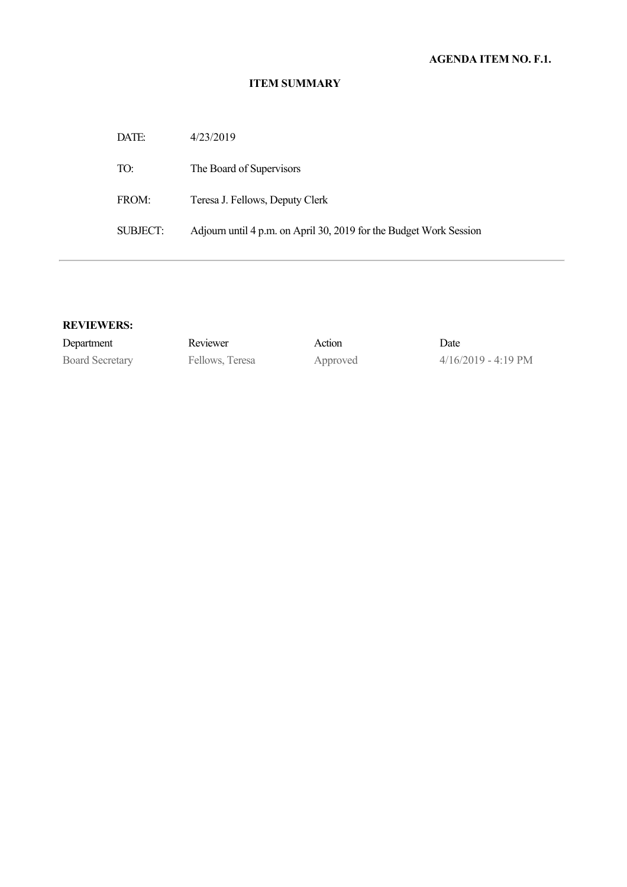**AGENDA ITEM NO. F.1.**

**ITEM SUMMARY**

| | |
|---|---|
| DATE: | 4/23/2019 |
| TO: | The Board of Supervisors |
| FROM: | Teresa J. Fellows, Deputy Clerk |
| SUBJECT: | Adjourn until 4 p.m. on April 30, 2019 for the Budget Work Session |

---

**REVIEWERS:**

| Department | Reviewer | Action | Date |
|---|---|---|---|
| Board Secretary | Fellows, Teresa | Approved | 4/16/2019 - 4:19 PM |